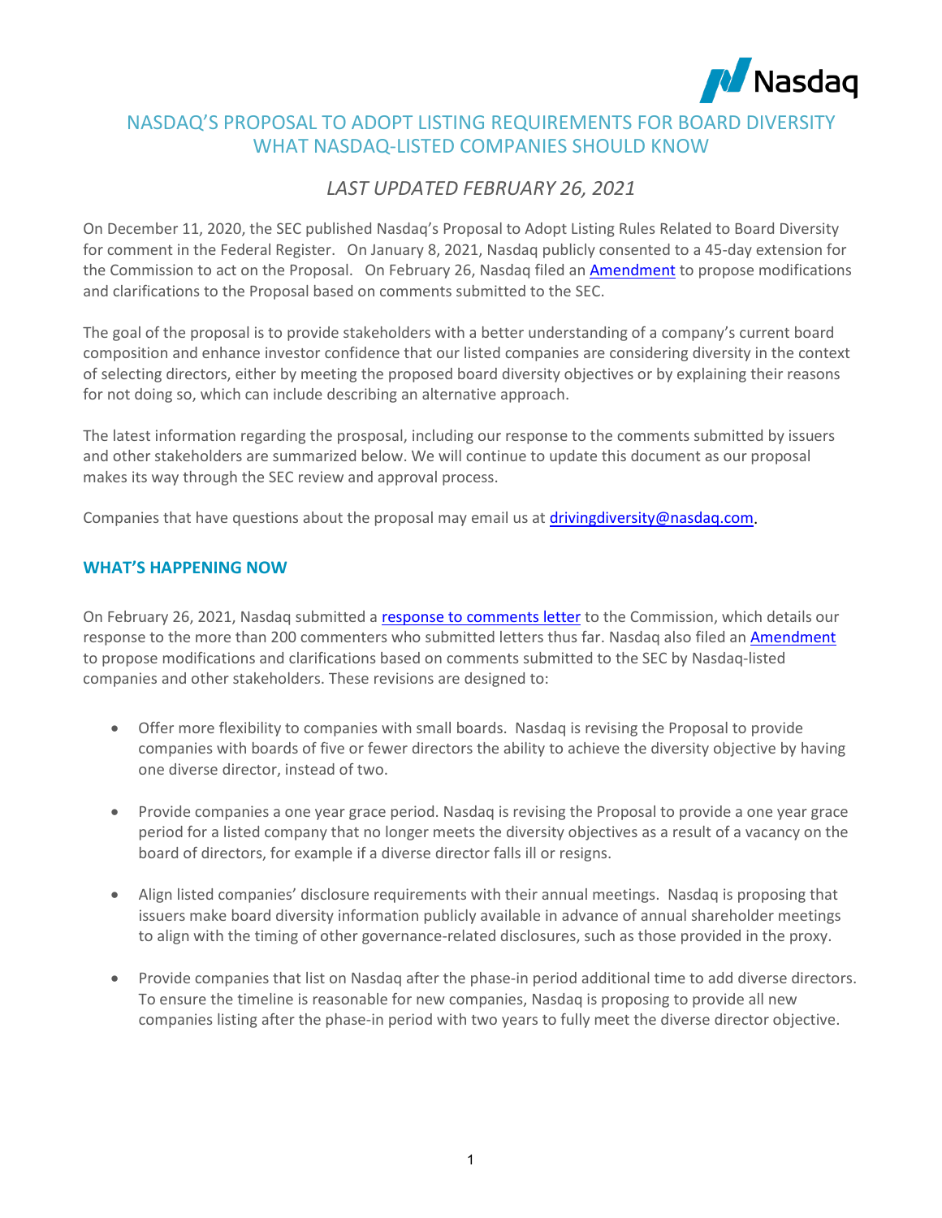# NASDAQ'S PROPOSAL TO ADOPT LISTING REQUIREMENTS FOR BOARD DIVERSITY WHAT NASDAQ-LISTED COMPANIES SHOULD KNOW

*LAST UPDATED FEBRUARY 26, 2021*

On December 11, 2020, the SEC published Nasdaq's Proposal to Adopt Listing Rules Related to Board Diversity for comment in the Federal Register. On January 8, 2021, Nasdaq publicly consented to a 45-day extension for the Commission to act on the Proposal. On February 26, Nasdaq filed an Amendment to propose modifications and clarifications to the Proposal based on comments submitted to the SEC.

The goal of the proposal is to provide stakeholders with a better understanding of a company's current board composition and enhance investor confidence that our listed companies are considering diversity in the context of selecting directors, either by meeting the proposed board diversity objectives or by explaining their reasons for not doing so, which can include describing an alternative approach.

The latest information regarding the prosposal, including our response to the comments submitted by issuers and other stakeholders are summarized below. We will continue to update this document as our proposal makes its way through the SEC review and approval process.

Companies that have questions about the proposal may email us at drivingdiversity@nasdaq.com.

## WHAT'S HAPPENING NOW

On February 26, 2021, Nasdaq submitted a response to comments letter to the Commission, which details our response to the more than 200 commenters who submitted letters thus far. Nasdaq also filed an Amendment to propose modifications and clarifications based on comments submitted to the SEC by Nasdaq-listed companies and other stakeholders. These revisions are designed to:

- Offer more flexibility to companies with small boards. Nasdaq is revising the Proposal to provide companies with boards of five or fewer directors the ability to achieve the diversity objective by having one diverse director, instead of two.
- Provide companies a one year grace period. Nasdaq is revising the Proposal to provide a one year grace period for a listed company that no longer meets the diversity objectives as a result of a vacancy on the board of directors, for example if a diverse director falls ill or resigns.
- Align listed companies' disclosure requirements with their annual meetings. Nasdaq is proposing that issuers make board diversity information publicly available in advance of annual shareholder meetings to align with the timing of other governance-related disclosures, such as those provided in the proxy.
- Provide companies that list on Nasdaq after the phase-in period additional time to add diverse directors. To ensure the timeline is reasonable for new companies, Nasdaq is proposing to provide all new companies listing after the phase-in period with two years to fully meet the diverse director objective.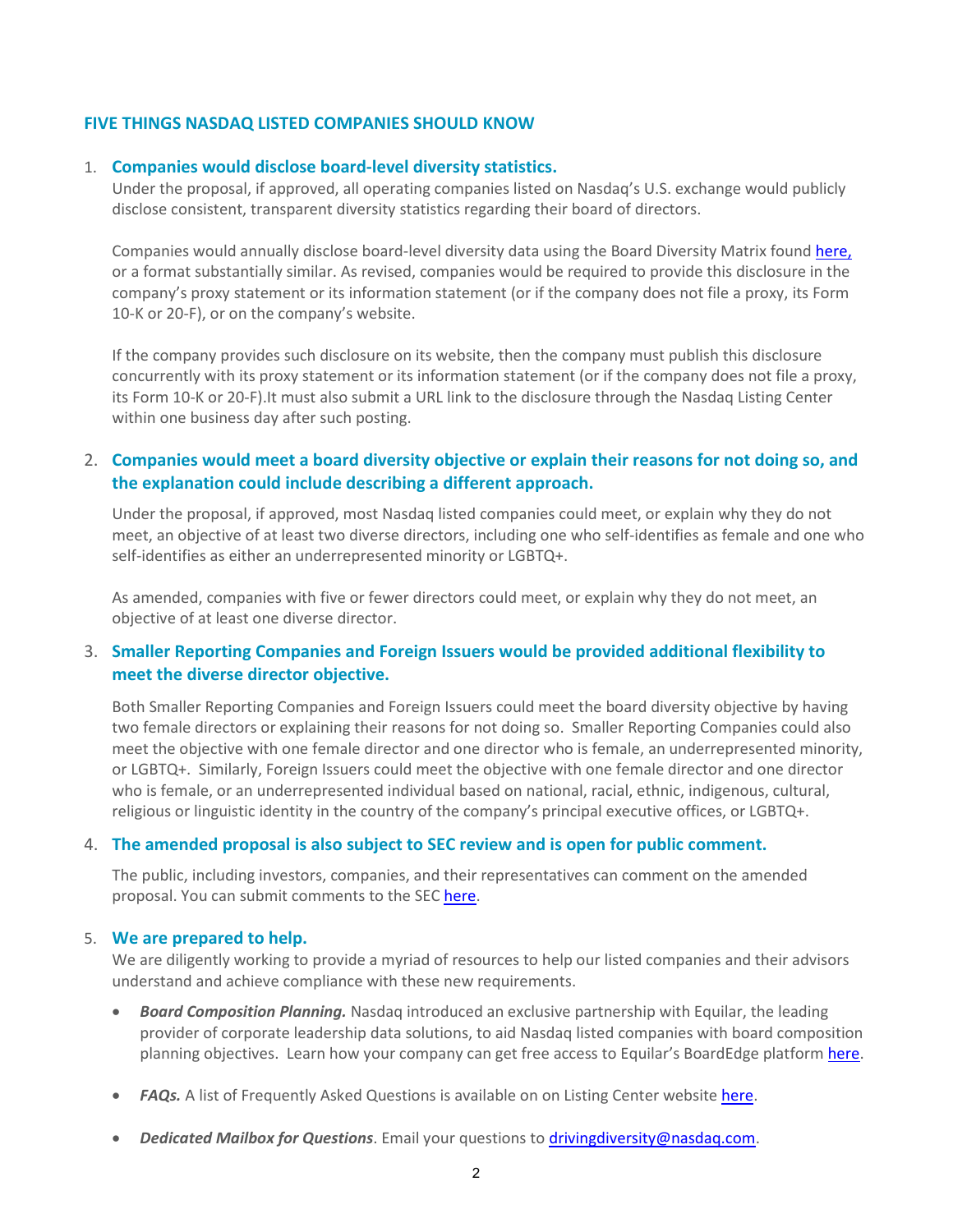## FIVE THINGS NASDAQ LISTED COMPANIES SHOULD KNOW

1. **Companies would disclose board-level diversity statistics.**

   Under the proposal, if approved, all operating companies listed on Nasdaq's U.S. exchange would publicly disclose consistent, transparent diversity statistics regarding their board of directors.

   Companies would annually disclose board-level diversity data using the Board Diversity Matrix found here, or a format substantially similar. As revised, companies would be required to provide this disclosure in the company's proxy statement or its information statement (or if the company does not file a proxy, its Form 10-K or 20-F), or on the company's website.

   If the company provides such disclosure on its website, then the company must publish this disclosure concurrently with its proxy statement or its information statement (or if the company does not file a proxy, its Form 10-K or 20-F).It must also submit a URL link to the disclosure through the Nasdaq Listing Center within one business day after such posting.

2. **Companies would meet a board diversity objective or explain their reasons for not doing so, and the explanation could include describing a different approach.**

   Under the proposal, if approved, most Nasdaq listed companies could meet, or explain why they do not meet, an objective of at least two diverse directors, including one who self-identifies as female and one who self-identifies as either an underrepresented minority or LGBTQ+.

   As amended, companies with five or fewer directors could meet, or explain why they do not meet, an objective of at least one diverse director.

3. **Smaller Reporting Companies and Foreign Issuers would be provided additional flexibility to meet the diverse director objective.**

   Both Smaller Reporting Companies and Foreign Issuers could meet the board diversity objective by having two female directors or explaining their reasons for not doing so. Smaller Reporting Companies could also meet the objective with one female director and one director who is female, an underrepresented minority, or LGBTQ+. Similarly, Foreign Issuers could meet the objective with one female director and one director who is female, or an underrepresented individual based on national, racial, ethnic, indigenous, cultural, religious or linguistic identity in the country of the company's principal executive offices, or LGBTQ+.

4. **The amended proposal is also subject to SEC review and is open for public comment.**

   The public, including investors, companies, and their representatives can comment on the amended proposal. You can submit comments to the SEC here.

5. **We are prepared to help.**

   We are diligently working to provide a myriad of resources to help our listed companies and their advisors understand and achieve compliance with these new requirements.

   - ***Board Composition Planning.*** Nasdaq introduced an exclusive partnership with Equilar, the leading provider of corporate leadership data solutions, to aid Nasdaq listed companies with board composition planning objectives. Learn how your company can get free access to Equilar's BoardEdge platform here.
   - ***FAQs.*** A list of Frequently Asked Questions is available on on Listing Center website here.
   - ***Dedicated Mailbox for Questions***. Email your questions to drivingdiversity@nasdaq.com.